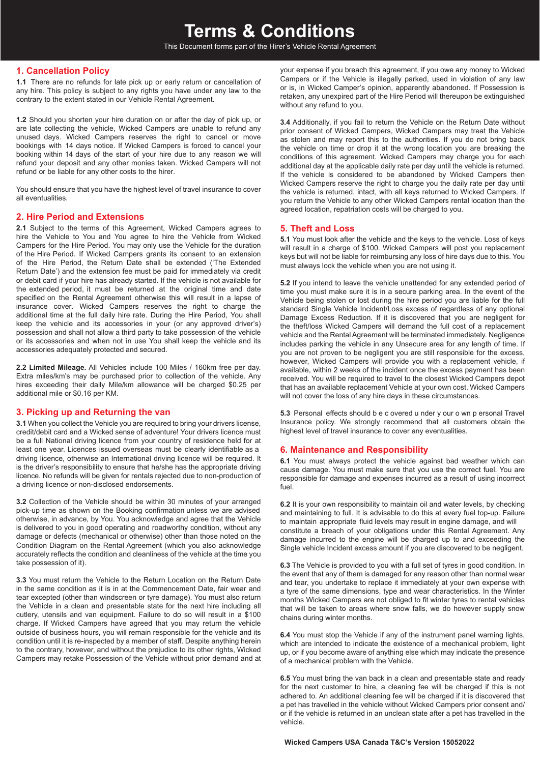# Terms & Conditions

This Document forms part of the Hirer's Vehicle Rental Agreement

## 1. Cancellation Policy

**1.1** There are no refunds for late pick up or early return or cancellation of any hire. This policy is subject to any rights you have under any law to the contrary to the extent stated in our Vehicle Rental Agreement.

**1.2** Should you shorten your hire duration on or after the day of pick up, or are late collecting the vehicle, Wicked Campers are unable to refund any unused days. Wicked Campers reserves the right to cancel or move bookings with 14 days notice. If Wicked Campers is forced to cancel your booking within 14 days of the start of your hire due to any reason we will refund your deposit and any other monies taken. Wicked Campers will not refund or be liable for any other costs to the hirer.

You should ensure that you have the highest level of travel insurance to cover all eventualities.

## 2. Hire Period and Extensions

**2.1** Subject to the terms of this Agreement, Wicked Campers agrees to hire the Vehicle to You and You agree to hire the Vehicle from Wicked Campers for the Hire Period. You may only use the Vehicle for the duration of the Hire Period. If Wicked Campers grants its consent to an extension of the Hire Period, the Return Date shall be extended ('The Extended Return Date') and the extension fee must be paid for immediately via credit or debit card if your hire has already started. If the vehicle is not available for the extended period, it must be returned at the original time and date specified on the Rental Agreement otherwise this will result in a lapse of insurance cover. Wicked Campers reserves the right to charge the additional time at the full daily hire rate. During the Hire Period, You shall keep the vehicle and its accessories in your (or any approved driver's) possession and shall not allow a third party to take possession of the vehicle or its accessories and when not in use You shall keep the vehicle and its accessories adequately protected and secured.

**2.2 Limited Mileage.** All Vehicles include 100 Miles / 160km free per day. Extra miles/km's may be purchased prior to collection of the vehicle. Any hires exceeding their daily Mile/km allowance will be charged $0.25 per additional mile or $0.16 per KM.

## 3. Picking up and Returning the van

**3.1** When you collect the Vehicle you are required to bring your drivers license, credit/debit card and a Wicked sense of adventure! Your drivers licence must be a full National driving licence from your country of residence held for at least one year. Licences issued overseas must be clearly identifiable as a driving licence, otherwise an International driving licence will be required. It is the driver's responsibility to ensure that he/she has the appropriate driving licence. No refunds will be given for rentals rejected due to non-production of a driving licence or non-disclosed endorsements.

**3.2** Collection of the Vehicle should be within 30 minutes of your arranged pick-up time as shown on the Booking confirmation unless we are advised otherwise, in advance, by You. You acknowledge and agree that the Vehicle is delivered to you in good operating and roadworthy condition, without any damage or defects (mechanical or otherwise) other than those noted on the Condition Diagram on the Rental Agreement (which you also acknowledge accurately reflects the condition and cleanliness of the vehicle at the time you take possession of it).

**3.3** You must return the Vehicle to the Return Location on the Return Date in the same condition as it is in at the Commencement Date, fair wear and tear excepted (other than windscreen or tyre damage). You must also return the Vehicle in a clean and presentable state for the next hire including all cutlery, utensils and van equipment. Failure to do so will result in a $100 charge. If Wicked Campers have agreed that you may return the vehicle outside of business hours, you will remain responsible for the vehicle and its condition until it is re-inspected by a member of staff. Despite anything herein to the contrary, however, and without the prejudice to its other rights, Wicked Campers may retake Possession of the Vehicle without prior demand and at your expense if you breach this agreement, if you owe any money to Wicked Campers or if the Vehicle is illegally parked, used in violation of any law or is, in Wicked Camper's opinion, apparently abandoned. If Possession is retaken, any unexpired part of the Hire Period will thereupon be extinguished without any refund to you.

**3.4** Additionally, if you fail to return the Vehicle on the Return Date without prior consent of Wicked Campers, Wicked Campers may treat the Vehicle as stolen and may report this to the authorities. If you do not bring back the vehicle on time or drop it at the wrong location you are breaking the conditions of this agreement. Wicked Campers may charge you for each additional day at the applicable daily rate per day until the vehicle is returned. If the vehicle is considered to be abandoned by Wicked Campers then Wicked Campers reserve the right to charge you the daily rate per day until the vehicle is returned, intact, with all keys returned to Wicked Campers. If you return the Vehicle to any other Wicked Campers rental location than the agreed location, repatriation costs will be charged to you.

## 5. Theft and Loss

**5.1** You must look after the vehicle and the keys to the vehicle. Loss of keys will result in a charge of $100. Wicked Campers will post you replacement keys but will not be liable for reimbursing any loss of hire days due to this. You must always lock the vehicle when you are not using it.

**5.2** If you intend to leave the vehicle unattended for any extended period of time you must make sure it is in a secure parking area. In the event of the Vehicle being stolen or lost during the hire period you are liable for the full standard Single Vehicle Incident/Loss excess of regardless of any optional Damage Excess Reduction. If it is discovered that you are negligent for the theft/loss Wicked Campers will demand the full cost of a replacement vehicle and the Rental Agreement will be terminated immediately. Negligence includes parking the vehicle in any Unsecure area for any length of time. If you are not proven to be negligent you are still responsible for the excess, however, Wicked Campers will provide you with a replacement vehicle, if available, within 2 weeks of the incident once the excess payment has been received. You will be required to travel to the closest Wicked Campers depot that has an available replacement Vehicle at your own cost. Wicked Campers will not cover the loss of any hire days in these circumstances.

**5.3** Personal effects should b e c overed u nder y our o wn p ersonal Travel Insurance policy. We strongly recommend that all customers obtain the highest level of travel insurance to cover any eventualities.

## 6. Maintenance and Responsibility

**6.1** You must always protect the vehicle against bad weather which can cause damage. You must make sure that you use the correct fuel. You are responsible for damage and expenses incurred as a result of using incorrect fuel.

**6.2** It is your own responsibility to maintain oil and water levels, by checking and maintaining to full. It is advisable to do this at every fuel top-up. Failure to maintain appropriate fluid levels may result in engine damage, and will constitute a breach of your obligations under this Rental Agreement. Any damage incurred to the engine will be charged up to and exceeding the Single vehicle Incident excess amount if you are discovered to be negligent.

**6.3** The Vehicle is provided to you with a full set of tyres in good condition. In the event that any of them is damaged for any reason other than normal wear and tear, you undertake to replace it immediately at your own expense with a tyre of the same dimensions, type and wear characteristics. In the Winter months Wicked Campers are not obliged to fit winter tyres to rental vehicles that will be taken to areas where snow falls, we do however supply snow chains during winter months.

**6.4** You must stop the Vehicle if any of the instrument panel warning lights, which are intended to indicate the existence of a mechanical problem, light up, or if you become aware of anything else which may indicate the presence of a mechanical problem with the Vehicle.

**6.5** You must bring the van back in a clean and presentable state and ready for the next customer to hire, a cleaning fee will be charged if this is not adhered to. An additional cleaning fee will be charged if it is discovered that a pet has travelled in the vehicle without Wicked Campers prior consent and/or if the vehicle is returned in an unclean state after a pet has travelled in the vehicle.

**Wicked Campers USA Canada T&C's Version 15052022**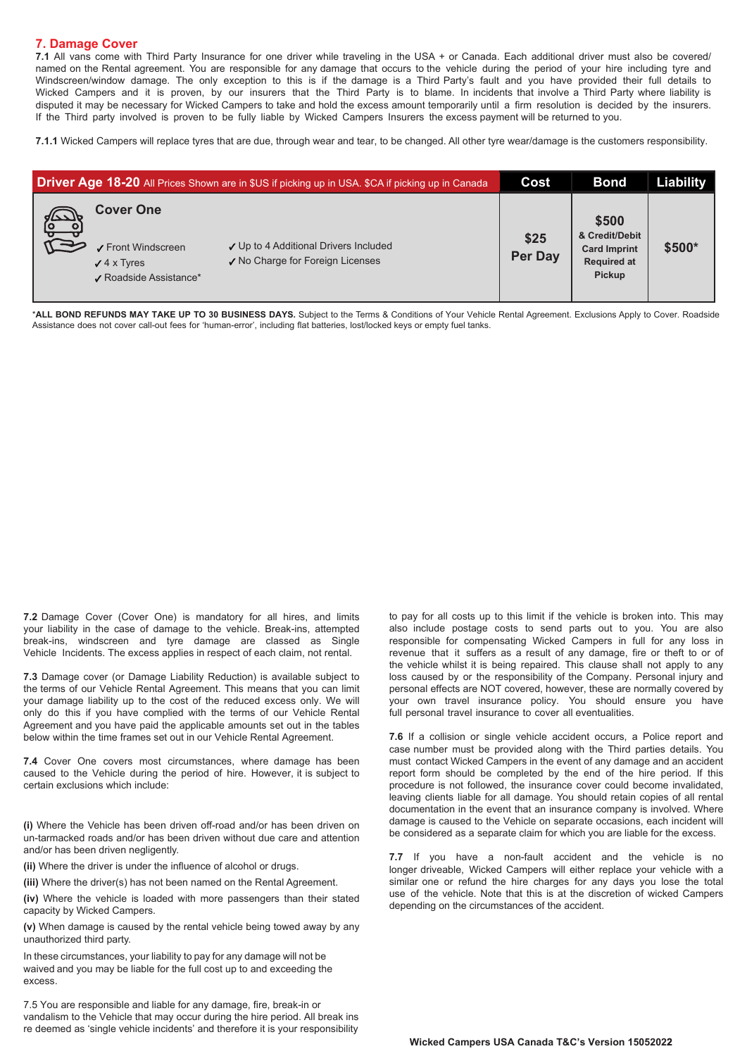## 7. Damage Cover

**7.1** All vans come with Third Party Insurance for one driver while traveling in the USA + or Canada. Each additional driver must also be covered/ named on the Rental agreement. You are responsible for any damage that occurs to the vehicle during the period of your hire including tyre and Windscreen/window damage. The only exception to this is if the damage is a Third Party's fault and you have provided their full details to Wicked Campers and it is proven, by our insurers that the Third Party is to blame. In incidents that involve a Third Party where liability is disputed it may be necessary for Wicked Campers to take and hold the excess amount temporarily until a firm resolution is decided by the insurers. If the Third party involved is proven to be fully liable by Wicked Campers Insurers the excess payment will be returned to you.

**7.1.1** Wicked Campers will replace tyres that are due, through wear and tear, to be changed. All other tyre wear/damage is the customers responsibility.

| **Driver Age 18-20** All Prices Shown are in $US if picking up in USA. $CA if picking up in Canada | | **Cost** | **Bond** | **Liability** |
|---|---|---|---|---|
| **Cover One**<br>✓ Front Windsceen<br>✓ 4 x Tyres<br>✓ Roadside Assistance* | ✓ Up to 4 Additional Drivers Included<br>✓ No Charge for Foreign Licenses | **$25 Per Day** | **$500 & Credit/Debit Card Imprint Required at Pickup** | **$500*** |

*__ALL BOND REFUNDS MAY TAKE UP TO 30 BUSINESS DAYS.__ Subject to the Terms & Conditions of Your Vehicle Rental Agreement. Exclusions Apply to Cover. Roadside Assistance does not cover call-out fees for 'human-error', including flat batteries, lost/locked keys or empty fuel tanks.

**7.2** Damage Cover (Cover One) is mandatory for all hires, and limits your liability in the case of damage to the vehicle. Break-ins, attempted break-ins, windscreen and tyre damage are classed as Single Vehicle Incidents. The excess applies in respect of each claim, not rental.

**7.3** Damage cover (or Damage Liability Reduction) is available subject to the terms of our Vehicle Rental Agreement. This means that you can limit your damage liability up to the cost of the reduced excess only. We will only do this if you have complied with the terms of our Vehicle Rental Agreement and you have paid the applicable amounts set out in the tables below within the time frames set out in our Vehicle Rental Agreement.

**7.4** Cover One covers most circumstances, where damage has been caused to the Vehicle during the period of hire. However, it is subject to certain exclusions which include:

**(i)** Where the Vehicle has been driven off-road and/or has been driven on un-tarmacked roads and/or has been driven without due care and attention and/or has been driven negligently.

**(ii)** Where the driver is under the influence of alcohol or drugs.

**(iii)** Where the driver(s) has not been named on the Rental Agreement.

**(iv)** Where the vehicle is loaded with more passengers than their stated capacity by Wicked Campers.

**(v)** When damage is caused by the rental vehicle being towed away by any unauthorized third party.

In these circumstances, your liability to pay for any damage will not be waived and you may be liable for the full cost up to and exceeding the excess.

7.5 You are responsible and liable for any damage, fire, break-in or vandalism to the Vehicle that may occur during the hire period. All break ins re deemed as 'single vehicle incidents' and therefore it is your responsibility to pay for all costs up to this limit if the vehicle is broken into. This may also include postage costs to send parts out to you. You are also responsible for compensating Wicked Campers in full for any loss in revenue that it suffers as a result of any damage, fire or theft to or of the vehicle whilst it is being repaired. This clause shall not apply to any loss caused by or the responsibility of the Company. Personal injury and personal effects are NOT covered, however, these are normally covered by your own travel insurance policy. You should ensure you have full personal travel insurance to cover all eventualities.

**7.6** If a collision or single vehicle accident occurs, a Police report and case number must be provided along with the Third parties details. You must contact Wicked Campers in the event of any damage and an accident report form should be completed by the end of the hire period. If this procedure is not followed, the insurance cover could become invalidated, leaving clients liable for all damage. You should retain copies of all rental documentation in the event that an insurance company is involved. Where damage is caused to the Vehicle on separate occasions, each incident will be considered as a separate claim for which you are liable for the excess.

**7.7** If you have a non-fault accident and the vehicle is no longer driveable, Wicked Campers will either replace your vehicle with a similar one or refund the hire charges for any days you lose the total use of the vehicle. Note that this is at the discretion of wicked Campers depending on the circumstances of the accident.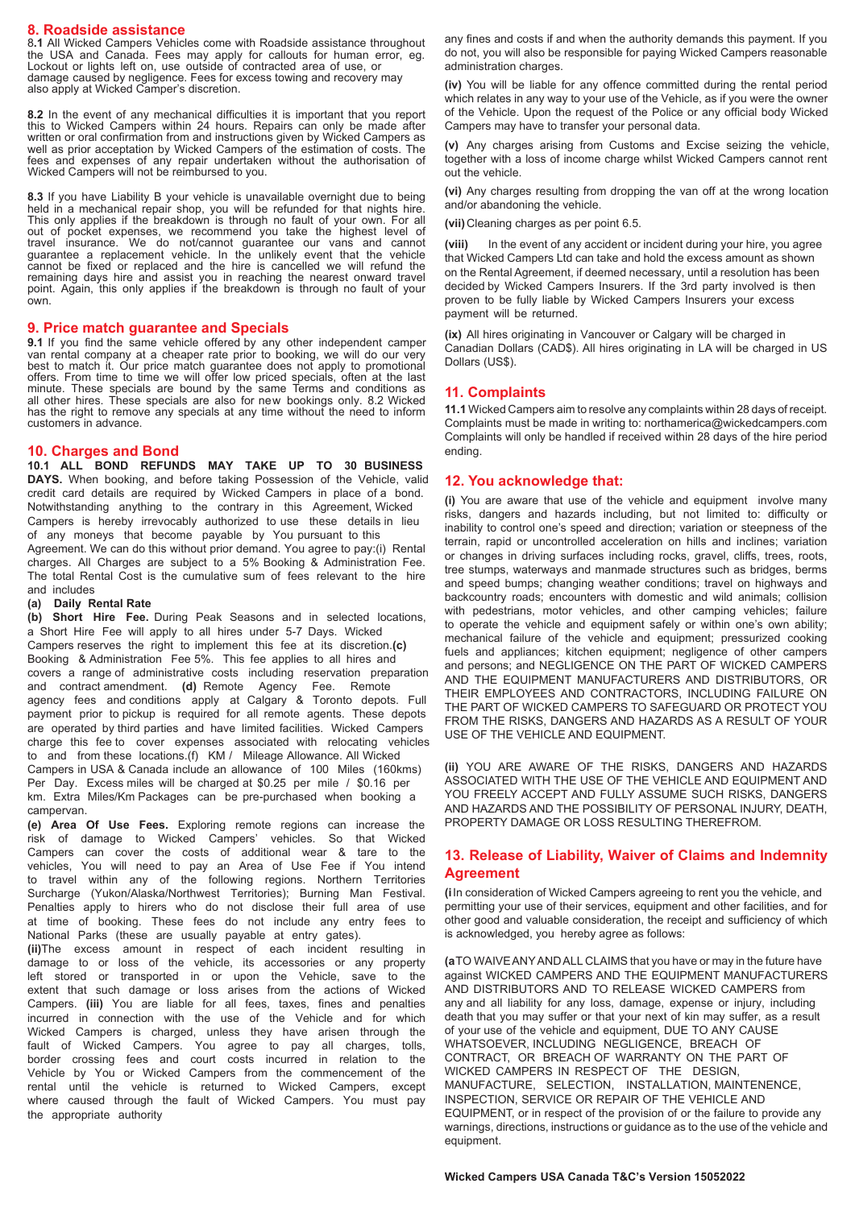## 8. Roadside assistance

**8.1** All Wicked Campers Vehicles come with Roadside assistance throughout the USA and Canada. Fees may apply for callouts for human error, eg. Lockout or lights left on, use outside of contracted area of use, or damage caused by negligence. Fees for excess towing and recovery may also apply at Wicked Camper's discretion.

**8.2** In the event of any mechanical difficulties it is important that you report this to Wicked Campers within 24 hours. Repairs can only be made after written or oral confirmation from and instructions given by Wicked Campers as well as prior acceptation by Wicked Campers of the estimation of costs. The fees and expenses of any repair undertaken without the authorisation of Wicked Campers will not be reimbursed to you.

**8.3** If you have Liability B your vehicle is unavailable overnight due to being held in a mechanical repair shop, you will be refunded for that nights hire. This only applies if the breakdown is through no fault of your own. For all out of pocket expenses, we recommend you take the highest level of travel insurance. We do not/cannot guarantee our vans and cannot guarantee a replacement vehicle. In the unlikely event that the vehicle cannot be fixed or replaced and the hire is cancelled we will refund the remaining days hire and assist you in reaching the nearest onward travel point. Again, this only applies if the breakdown is through no fault of your own.

## 9. Price match guarantee and Specials

**9.1** If you find the same vehicle offered by any other independent camper van rental company at a cheaper rate prior to booking, we will do our very best to match it. Our price match guarantee does not apply to promotional offers. From time to time we will offer low priced specials, often at the last minute. These specials are bound by the same Terms and conditions as all other hires. These specials are also for new bookings only. 8.2 Wicked has the right to remove any specials at any time without the need to inform customers in advance.

## 10. Charges and Bond

**10.1 ALL BOND REFUNDS MAY TAKE UP TO 30 BUSINESS DAYS.** When booking, and before taking Possession of the Vehicle, valid credit card details are required by Wicked Campers in place of a bond. Notwithstanding anything to the contrary in this Agreement, Wicked Campers is hereby irrevocably authorized to use these details in lieu of any moneys that become payable by You pursuant to this Agreement. We can do this without prior demand. You agree to pay:(i) Rental charges. All Charges are subject to a 5% Booking & Administration Fee. The total Rental Cost is the cumulative sum of fees relevant to the hire and includes

**(a) Daily Rental Rate**

**(b) Short Hire Fee.** During Peak Seasons and in selected locations, a Short Hire Fee will apply to all hires under 5-7 Days. Wicked Campers reserves the right to implement this fee at its discretion.**(c)** Booking & Administration Fee 5%. This fee applies to all hires and covers a range of administrative costs including reservation preparation and contract amendment. **(d)** Remote Agency Fee. Remote agency fees and conditions apply at Calgary & Toronto depots. Full payment prior to pickup is required for all remote agents. These depots are operated by third parties and have limited facilities. Wicked Campers charge this fee to cover expenses associated with relocating vehicles to and from these locations.(f) KM / Mileage Allowance. All Wicked Campers in USA & Canada include an allowance of 100 Miles (160kms) Per Day. Excess miles will be charged at $0.25 per mile / $0.16 per km. Extra Miles/Km Packages can be pre-purchased when booking a campervan.

**(e) Area Of Use Fees.** Exploring remote regions can increase the risk of damage to Wicked Campers' vehicles. So that Wicked Campers can cover the costs of additional wear & tare to the vehicles, You will need to pay an Area of Use Fee if You intend to travel within any of the following regions. Northern Territories Surcharge (Yukon/Alaska/Northwest Territories); Burning Man Festival. Penalties apply to hirers who do not disclose their full area of use at time of booking. These fees do not include any entry fees to National Parks (these are usually payable at entry gates).

**(ii)**The excess amount in respect of each incident resulting in damage to or loss of the vehicle, its accessories or any property left stored or transported in or upon the Vehicle, save to the extent that such damage or loss arises from the actions of Wicked Campers. **(iii)** You are liable for all fees, taxes, fines and penalties incurred in connection with the use of the Vehicle and for which Wicked Campers is charged, unless they have arisen through the fault of Wicked Campers. You agree to pay all charges, tolls, border crossing fees and court costs incurred in relation to the Vehicle by You or Wicked Campers from the commencement of the rental until the vehicle is returned to Wicked Campers, except where caused through the fault of Wicked Campers. You must pay the appropriate authority any fines and costs if and when the authority demands this payment. If you do not, you will also be responsible for paying Wicked Campers reasonable administration charges.

**(iv)** You will be liable for any offence committed during the rental period which relates in any way to your use of the Vehicle, as if you were the owner of the Vehicle. Upon the request of the Police or any official body Wicked Campers may have to transfer your personal data.

**(v)** Any charges arising from Customs and Excise seizing the vehicle, together with a loss of income charge whilst Wicked Campers cannot rent out the vehicle.

**(vi)** Any charges resulting from dropping the van off at the wrong location and/or abandoning the vehicle.

**(vii)** Cleaning charges as per point 6.5.

**(viii)** In the event of any accident or incident during your hire, you agree that Wicked Campers Ltd can take and hold the excess amount as shown on the Rental Agreement, if deemed necessary, until a resolution has been decided by Wicked Campers Insurers. If the 3rd party involved is then proven to be fully liable by Wicked Campers Insurers your excess payment will be returned.

**(ix)** All hires originating in Vancouver or Calgary will be charged in Canadian Dollars (CAD$). All hires originating in LA will be charged in US Dollars (US$).

## 11. Complaints

**11.1** Wicked Campers aim to resolve any complaints within 28 days of receipt. Complaints must be made in writing to: northamerica@wickedcampers.com Complaints will only be handled if received within 28 days of the hire period ending.

## 12. You acknowledge that:

**(i)** You are aware that use of the vehicle and equipment involve many risks, dangers and hazards including, but not limited to: difficulty or inability to control one's speed and direction; variation or steepness of the terrain, rapid or uncontrolled acceleration on hills and inclines; variation or changes in driving surfaces including rocks, gravel, cliffs, trees, roots, tree stumps, waterways and manmade structures such as bridges, berms and speed bumps; changing weather conditions; travel on highways and backcountry roads; encounters with domestic and wild animals; collision with pedestrians, motor vehicles, and other camping vehicles; failure to operate the vehicle and equipment safely or within one's own ability; mechanical failure of the vehicle and equipment; pressurized cooking fuels and appliances; kitchen equipment; negligence of other campers and persons; and NEGLIGENCE ON THE PART OF WICKED CAMPERS AND THE EQUIPMENT MANUFACTURERS AND DISTRIBUTORS, OR THEIR EMPLOYEES AND CONTRACTORS, INCLUDING FAILURE ON THE PART OF WICKED CAMPERS TO SAFEGUARD OR PROTECT YOU FROM THE RISKS, DANGERS AND HAZARDS AS A RESULT OF YOUR USE OF THE VEHICLE AND EQUIPMENT.

**(ii)** YOU ARE AWARE OF THE RISKS, DANGERS AND HAZARDS ASSOCIATED WITH THE USE OF THE VEHICLE AND EQUIPMENT AND YOU FREELY ACCEPT AND FULLY ASSUME SUCH RISKS, DANGERS AND HAZARDS AND THE POSSIBILITY OF PERSONAL INJURY, DEATH, PROPERTY DAMAGE OR LOSS RESULTING THEREFROM.

## 13. Release of Liability, Waiver of Claims and Indemnity Agreement

**(i** In consideration of Wicked Campers agreeing to rent you the vehicle, and permitting your use of their services, equipment and other facilities, and for other good and valuable consideration, the receipt and sufficiency of which is acknowledged, you hereby agree as follows:

**(a** TO WAIVE ANY AND ALL CLAIMS that you have or may in the future have against WICKED CAMPERS AND THE EQUIPMENT MANUFACTURERS AND DISTRIBUTORS AND TO RELEASE WICKED CAMPERS from any and all liability for any loss, damage, expense or injury, including death that you may suffer or that your next of kin may suffer, as a result of your use of the vehicle and equipment, DUE TO ANY CAUSE WHATSOEVER, INCLUDING NEGLIGENCE, BREACH OF CONTRACT, OR BREACH OF WARRANTY ON THE PART OF WICKED CAMPERS IN RESPECT OF THE DESIGN, MANUFACTURE, SELECTION, INSTALLATION, MAINTENENCE, INSPECTION, SERVICE OR REPAIR OF THE VEHICLE AND EQUIPMENT, or in respect of the provision of or the failure to provide any warnings, directions, instructions or guidance as to the use of the vehicle and equipment.

**Wicked Campers USA Canada T&C's Version 15052022**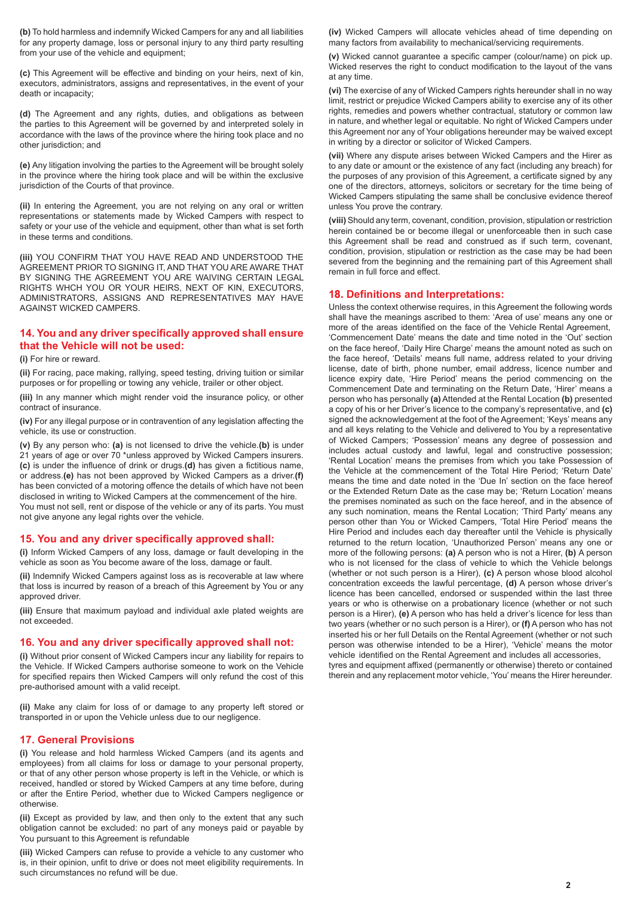**(b)** To hold harmless and indemnify Wicked Campers for any and all liabilities for any property damage, loss or personal injury to any third party resulting from your use of the vehicle and equipment;

**(c)** This Agreement will be effective and binding on your heirs, next of kin, executors, administrators, assigns and representatives, in the event of your death or incapacity;

**(d)** The Agreement and any rights, duties, and obligations as between the parties to this Agreement will be governed by and interpreted solely in accordance with the laws of the province where the hiring took place and no other jurisdiction; and

**(e)** Any litigation involving the parties to the Agreement will be brought solely in the province where the hiring took place and will be within the exclusive jurisdiction of the Courts of that province.

**(ii)** In entering the Agreement, you are not relying on any oral or written representations or statements made by Wicked Campers with respect to safety or your use of the vehicle and equipment, other than what is set forth in these terms and conditions.

**(iii)** YOU CONFIRM THAT YOU HAVE READ AND UNDERSTOOD THE AGREEMENT PRIOR TO SIGNING IT, AND THAT YOU ARE AWARE THAT BY SIGNING THE AGREEMENT YOU ARE WAIVING CERTAIN LEGAL RIGHTS WHCH YOU OR YOUR HEIRS, NEXT OF KIN, EXECUTORS, ADMINISTRATORS, ASSIGNS AND REPRESENTATIVES MAY HAVE AGAINST WICKED CAMPERS.

## 14. You and any driver specifically approved shall ensure that the Vehicle will not be used:

**(i)** For hire or reward.

**(ii)** For racing, pace making, rallying, speed testing, driving tuition or similar purposes or for propelling or towing any vehicle, trailer or other object.

**(iii)** In any manner which might render void the insurance policy, or other contract of insurance.

**(iv)** For any illegal purpose or in contravention of any legislation affecting the vehicle, its use or construction.

**(v)** By any person who: **(a)** is not licensed to drive the vehicle.**(b)** is under 21 years of age or over 70 *unless approved by Wicked Campers insurers. **(c)** is under the influence of drink or drugs.**(d)** has given a fictitious name, or address.**(e)** has not been approved by Wicked Campers as a driver.**(f)** has been convicted of a motoring offence the details of which have not been disclosed in writing to Wicked Campers at the commencement of the hire. You must not sell, rent or dispose of the vehicle or any of its parts. You must not give anyone any legal rights over the vehicle.

## 15. You and any driver specifically approved shall:

**(i)** Inform Wicked Campers of any loss, damage or fault developing in the vehicle as soon as You become aware of the loss, damage or fault.

**(ii)** Indemnify Wicked Campers against loss as is recoverable at law where that loss is incurred by reason of a breach of this Agreement by You or any approved driver.

**(iii)** Ensure that maximum payload and individual axle plated weights are not exceeded.

## 16. You and any driver specifically approved shall not:

**(i)** Without prior consent of Wicked Campers incur any liability for repairs to the Vehicle. If Wicked Campers authorise someone to work on the Vehicle for specified repairs then Wicked Campers will only refund the cost of this pre-authorised amount with a valid receipt.

**(ii)** Make any claim for loss of or damage to any property left stored or transported in or upon the Vehicle unless due to our negligence.

## 17. General Provisions

**(i)** You release and hold harmless Wicked Campers (and its agents and employees) from all claims for loss or damage to your personal property, or that of any other person whose property is left in the Vehicle, or which is received, handled or stored by Wicked Campers at any time before, during or after the Entire Period, whether due to Wicked Campers negligence or otherwise.

**(ii)** Except as provided by law, and then only to the extent that any such obligation cannot be excluded: no part of any moneys paid or payable by You pursuant to this Agreement is refundable

**(iii)** Wicked Campers can refuse to provide a vehicle to any customer who is, in their opinion, unfit to drive or does not meet eligibility requirements. In such circumstances no refund will be due.

**(iv)** Wicked Campers will allocate vehicles ahead of time depending on many factors from availability to mechanical/servicing requirements.

**(v)** Wicked cannot guarantee a specific camper (colour/name) on pick up. Wicked reserves the right to conduct modification to the layout of the vans at any time.

**(vi)** The exercise of any of Wicked Campers rights hereunder shall in no way limit, restrict or prejudice Wicked Campers ability to exercise any of its other rights, remedies and powers whether contractual, statutory or common law in nature, and whether legal or equitable. No right of Wicked Campers under this Agreement nor any of Your obligations hereunder may be waived except in writing by a director or solicitor of Wicked Campers.

**(vii)** Where any dispute arises between Wicked Campers and the Hirer as to any date or amount or the existence of any fact (including any breach) for the purposes of any provision of this Agreement, a certificate signed by any one of the directors, attorneys, solicitors or secretary for the time being of Wicked Campers stipulating the same shall be conclusive evidence thereof unless You prove the contrary.

**(viii)** Should any term, covenant, condition, provision, stipulation or restriction herein contained be or become illegal or unenforceable then in such case this Agreement shall be read and construed as if such term, covenant, condition, provision, stipulation or restriction as the case may be had been severed from the beginning and the remaining part of this Agreement shall remain in full force and effect.

## 18. Definitions and Interpretations:

Unless the context otherwise requires, in this Agreement the following words shall have the meanings ascribed to them: 'Area of use' means any one or more of the areas identified on the face of the Vehicle Rental Agreement, 'Commencement Date' means the date and time noted in the 'Out' section on the face hereof, 'Daily Hire Charge' means the amount noted as such on the face hereof, 'Details' means full name, address related to your driving license, date of birth, phone number, email address, licence number and licence expiry date, 'Hire Period' means the period commencing on the Commencement Date and terminating on the Return Date, 'Hirer' means a person who has personally **(a)** Attended at the Rental Location **(b)** presented a copy of his or her Driver's licence to the company's representative, and **(c)** signed the acknowledgement at the foot of the Agreement; 'Keys' means any and all keys relating to the Vehicle and delivered to You by a representative of Wicked Campers; 'Possession' means any degree of possession and includes actual custody and lawful, legal and constructive possession; 'Rental Location' means the premises from which you take Possession of the Vehicle at the commencement of the Total Hire Period; 'Return Date' means the time and date noted in the 'Due In' section on the face hereof or the Extended Return Date as the case may be; 'Return Location' means the premises nominated as such on the face hereof, and in the absence of any such nomination, means the Rental Location; 'Third Party' means any person other than You or Wicked Campers, 'Total Hire Period' means the Hire Period and includes each day thereafter until the Vehicle is physically returned to the return location, 'Unauthorized Person' means any one or more of the following persons: **(a)** A person who is not a Hirer, **(b)** A person who is not licensed for the class of vehicle to which the Vehicle belongs (whether or not such person is a Hirer), **(c)** A person whose blood alcohol concentration exceeds the lawful percentage, **(d)** A person whose driver's licence has been cancelled, endorsed or suspended within the last three years or who is otherwise on a probationary licence (whether or not such person is a Hirer), **(e)** A person who has held a driver's licence for less than two years (whether or no such person is a Hirer), or **(f)** A person who has not inserted his or her full Details on the Rental Agreement (whether or not such person was otherwise intended to be a Hirer), 'Vehicle' means the motor vehicle identified on the Rental Agreement and includes all accessories, tyres and equipment affixed (permanently or otherwise) thereto or contained therein and any replacement motor vehicle, 'You' means the Hirer hereunder.